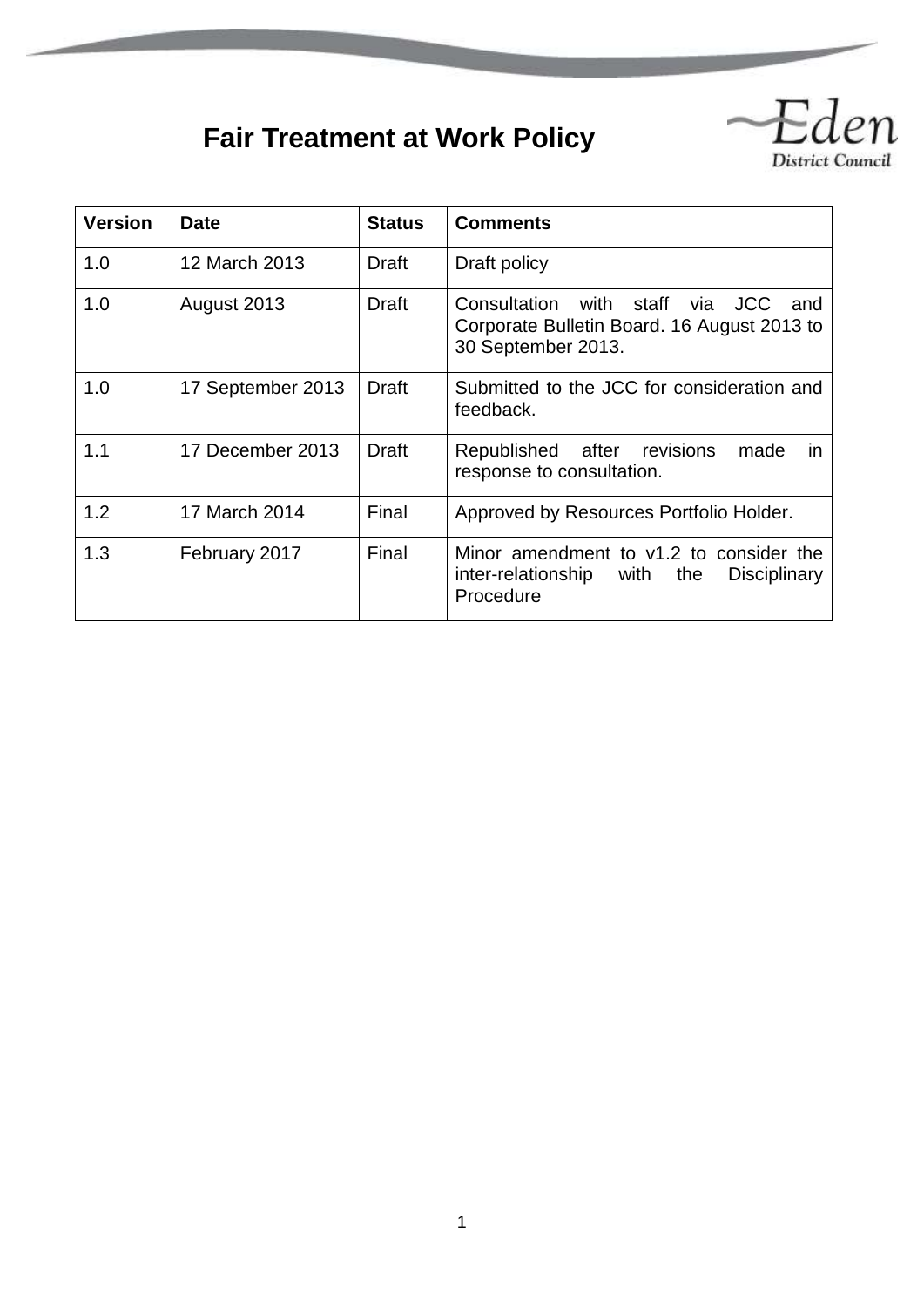# Fair Treatment at Work Policy

Eden District Council

| Version | Date | Status | Comments |
|---|---|---|---|
| 1.0 | 12 March 2013 | Draft | Draft policy |
| 1.0 | August 2013 | Draft | Consultation with staff via JCC and Corporate Bulletin Board. 16 August 2013 to 30 September 2013. |
| 1.0 | 17 September 2013 | Draft | Submitted to the JCC for consideration and feedback. |
| 1.1 | 17 December 2013 | Draft | Republished after revisions made in response to consultation. |
| 1.2 | 17 March 2014 | Final | Approved by Resources Portfolio Holder. |
| 1.3 | February 2017 | Final | Minor amendment to v1.2 to consider the inter-relationship with the Disciplinary Procedure |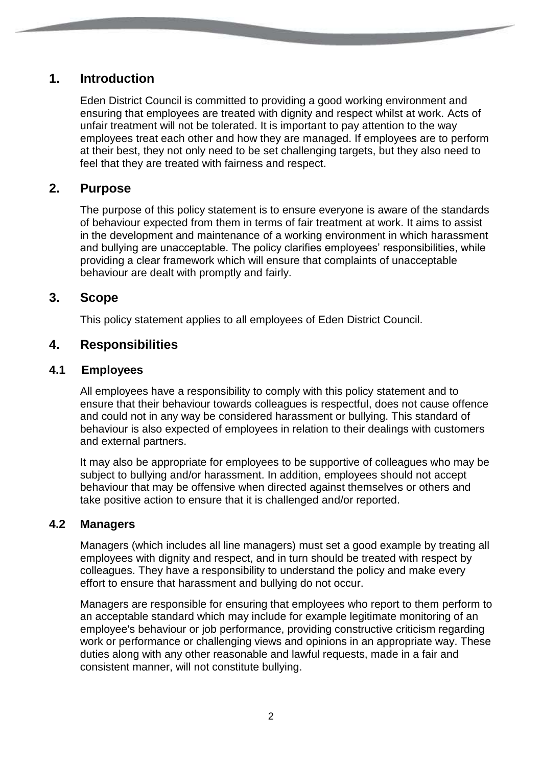## 1. Introduction

Eden District Council is committed to providing a good working environment and ensuring that employees are treated with dignity and respect whilst at work. Acts of unfair treatment will not be tolerated. It is important to pay attention to the way employees treat each other and how they are managed. If employees are to perform at their best, they not only need to be set challenging targets, but they also need to feel that they are treated with fairness and respect.

## 2. Purpose

The purpose of this policy statement is to ensure everyone is aware of the standards of behaviour expected from them in terms of fair treatment at work. It aims to assist in the development and maintenance of a working environment in which harassment and bullying are unacceptable. The policy clarifies employees' responsibilities, while providing a clear framework which will ensure that complaints of unacceptable behaviour are dealt with promptly and fairly.

## 3. Scope

This policy statement applies to all employees of Eden District Council.

## 4. Responsibilities

### 4.1 Employees

All employees have a responsibility to comply with this policy statement and to ensure that their behaviour towards colleagues is respectful, does not cause offence and could not in any way be considered harassment or bullying. This standard of behaviour is also expected of employees in relation to their dealings with customers and external partners.

It may also be appropriate for employees to be supportive of colleagues who may be subject to bullying and/or harassment. In addition, employees should not accept behaviour that may be offensive when directed against themselves or others and take positive action to ensure that it is challenged and/or reported.

### 4.2 Managers

Managers (which includes all line managers) must set a good example by treating all employees with dignity and respect, and in turn should be treated with respect by colleagues. They have a responsibility to understand the policy and make every effort to ensure that harassment and bullying do not occur.

Managers are responsible for ensuring that employees who report to them perform to an acceptable standard which may include for example legitimate monitoring of an employee's behaviour or job performance, providing constructive criticism regarding work or performance or challenging views and opinions in an appropriate way. These duties along with any other reasonable and lawful requests, made in a fair and consistent manner, will not constitute bullying.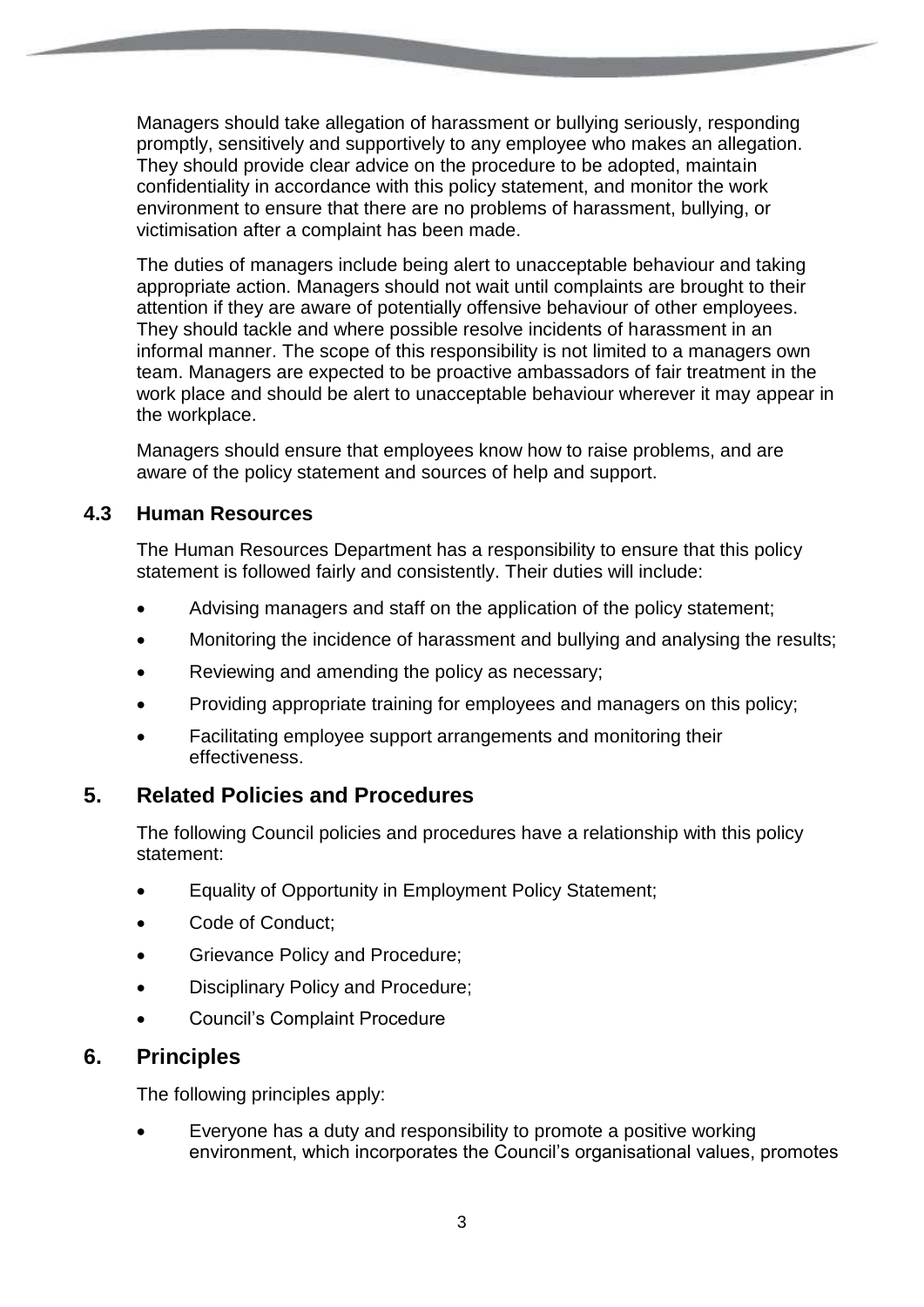Managers should take allegation of harassment or bullying seriously, responding promptly, sensitively and supportively to any employee who makes an allegation. They should provide clear advice on the procedure to be adopted, maintain confidentiality in accordance with this policy statement, and monitor the work environment to ensure that there are no problems of harassment, bullying, or victimisation after a complaint has been made.

The duties of managers include being alert to unacceptable behaviour and taking appropriate action. Managers should not wait until complaints are brought to their attention if they are aware of potentially offensive behaviour of other employees. They should tackle and where possible resolve incidents of harassment in an informal manner. The scope of this responsibility is not limited to a managers own team. Managers are expected to be proactive ambassadors of fair treatment in the work place and should be alert to unacceptable behaviour wherever it may appear in the workplace.

Managers should ensure that employees know how to raise problems, and are aware of the policy statement and sources of help and support.

### 4.3 Human Resources

The Human Resources Department has a responsibility to ensure that this policy statement is followed fairly and consistently. Their duties will include:

- Advising managers and staff on the application of the policy statement;
- Monitoring the incidence of harassment and bullying and analysing the results;
- Reviewing and amending the policy as necessary;
- Providing appropriate training for employees and managers on this policy;
- Facilitating employee support arrangements and monitoring their effectiveness.

## 5. Related Policies and Procedures

The following Council policies and procedures have a relationship with this policy statement:

- Equality of Opportunity in Employment Policy Statement;
- Code of Conduct;
- Grievance Policy and Procedure;
- Disciplinary Policy and Procedure;
- Council's Complaint Procedure

## 6. Principles

The following principles apply:

- Everyone has a duty and responsibility to promote a positive working environment, which incorporates the Council's organisational values, promotes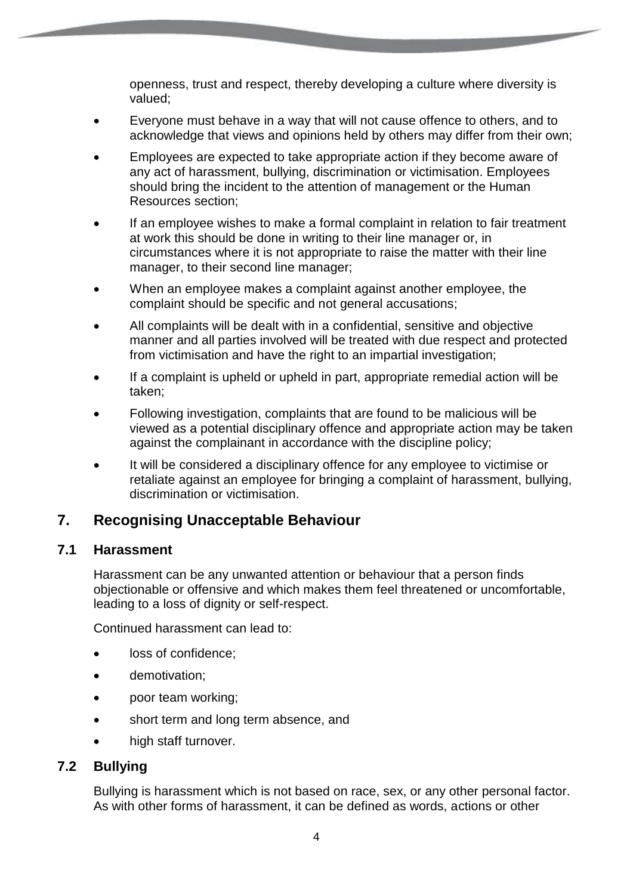openness, trust and respect, thereby developing a culture where diversity is valued;

- Everyone must behave in a way that will not cause offence to others, and to acknowledge that views and opinions held by others may differ from their own;
- Employees are expected to take appropriate action if they become aware of any act of harassment, bullying, discrimination or victimisation. Employees should bring the incident to the attention of management or the Human Resources section;
- If an employee wishes to make a formal complaint in relation to fair treatment at work this should be done in writing to their line manager or, in circumstances where it is not appropriate to raise the matter with their line manager, to their second line manager;
- When an employee makes a complaint against another employee, the complaint should be specific and not general accusations;
- All complaints will be dealt with in a confidential, sensitive and objective manner and all parties involved will be treated with due respect and protected from victimisation and have the right to an impartial investigation;
- If a complaint is upheld or upheld in part, appropriate remedial action will be taken;
- Following investigation, complaints that are found to be malicious will be viewed as a potential disciplinary offence and appropriate action may be taken against the complainant in accordance with the discipline policy;
- It will be considered a disciplinary offence for any employee to victimise or retaliate against an employee for bringing a complaint of harassment, bullying, discrimination or victimisation.

## 7. Recognising Unacceptable Behaviour

### 7.1 Harassment

Harassment can be any unwanted attention or behaviour that a person finds objectionable or offensive and which makes them feel threatened or uncomfortable, leading to a loss of dignity or self-respect.

Continued harassment can lead to:

- loss of confidence;
- demotivation;
- poor team working;
- short term and long term absence, and
- high staff turnover.

### 7.2 Bullying

Bullying is harassment which is not based on race, sex, or any other personal factor. As with other forms of harassment, it can be defined as words, actions or other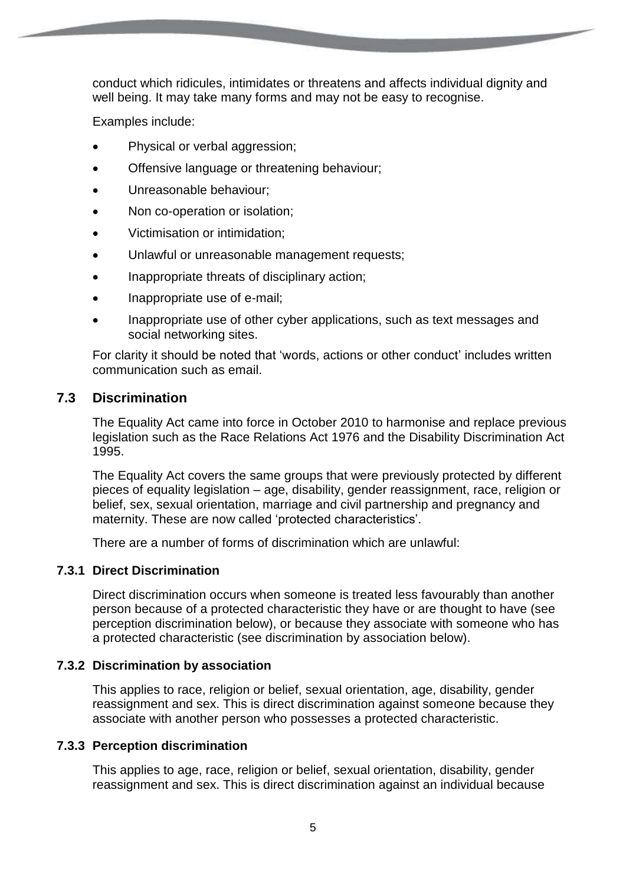conduct which ridicules, intimidates or threatens and affects individual dignity and well being. It may take many forms and may not be easy to recognise.

Examples include:

- Physical or verbal aggression;
- Offensive language or threatening behaviour;
- Unreasonable behaviour;
- Non co-operation or isolation;
- Victimisation or intimidation;
- Unlawful or unreasonable management requests;
- Inappropriate threats of disciplinary action;
- Inappropriate use of e-mail;
- Inappropriate use of other cyber applications, such as text messages and social networking sites.

For clarity it should be noted that 'words, actions or other conduct' includes written communication such as email.

## 7.3 Discrimination

The Equality Act came into force in October 2010 to harmonise and replace previous legislation such as the Race Relations Act 1976 and the Disability Discrimination Act 1995.

The Equality Act covers the same groups that were previously protected by different pieces of equality legislation – age, disability, gender reassignment, race, religion or belief, sex, sexual orientation, marriage and civil partnership and pregnancy and maternity. These are now called 'protected characteristics'.

There are a number of forms of discrimination which are unlawful:

### 7.3.1 Direct Discrimination

Direct discrimination occurs when someone is treated less favourably than another person because of a protected characteristic they have or are thought to have (see perception discrimination below), or because they associate with someone who has a protected characteristic (see discrimination by association below).

### 7.3.2 Discrimination by association

This applies to race, religion or belief, sexual orientation, age, disability, gender reassignment and sex. This is direct discrimination against someone because they associate with another person who possesses a protected characteristic.

### 7.3.3 Perception discrimination

This applies to age, race, religion or belief, sexual orientation, disability, gender reassignment and sex. This is direct discrimination against an individual because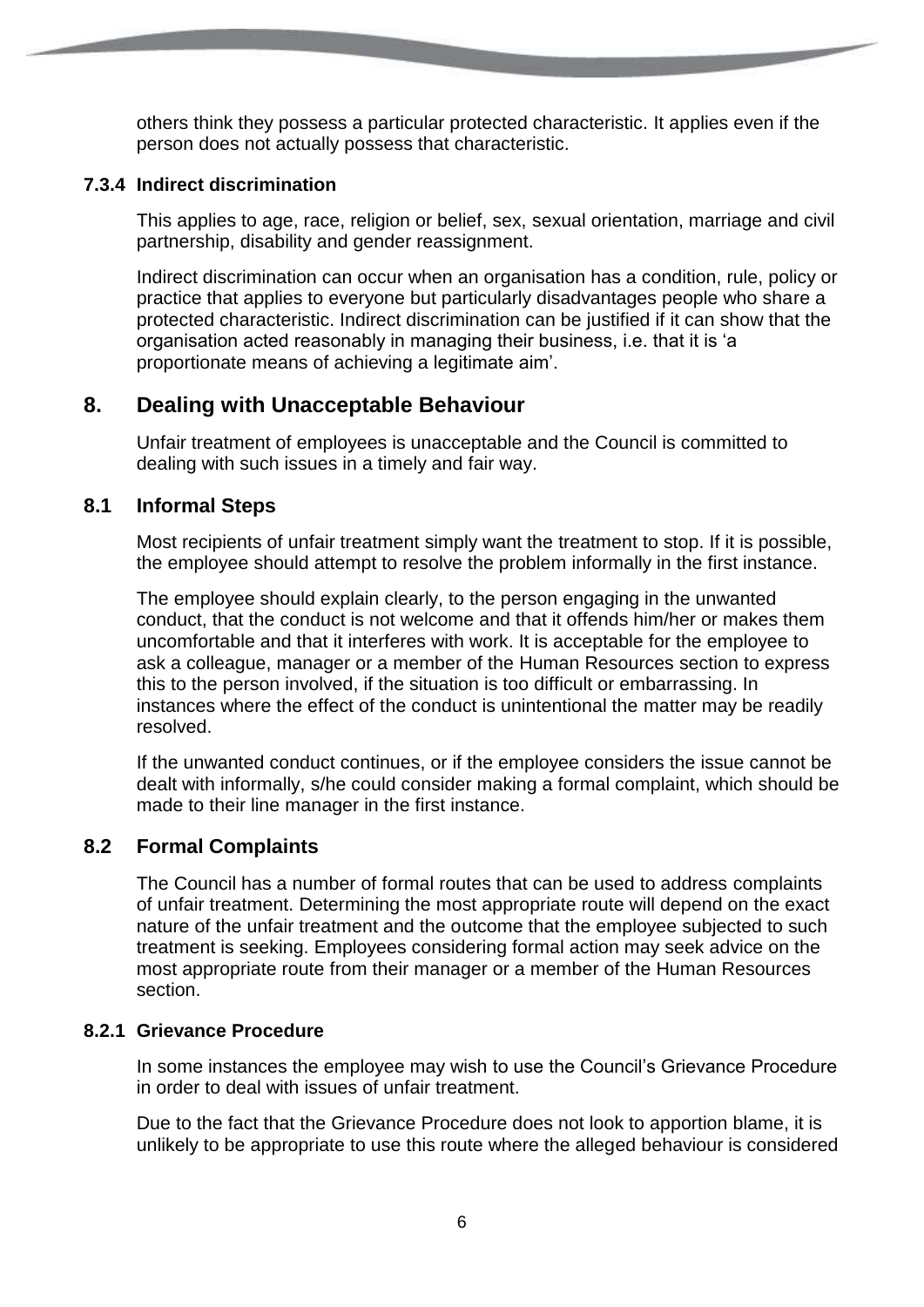others think they possess a particular protected characteristic. It applies even if the person does not actually possess that characteristic.

#### 7.3.4 Indirect discrimination

This applies to age, race, religion or belief, sex, sexual orientation, marriage and civil partnership, disability and gender reassignment.

Indirect discrimination can occur when an organisation has a condition, rule, policy or practice that applies to everyone but particularly disadvantages people who share a protected characteristic. Indirect discrimination can be justified if it can show that the organisation acted reasonably in managing their business, i.e. that it is 'a proportionate means of achieving a legitimate aim'.

## 8. Dealing with Unacceptable Behaviour

Unfair treatment of employees is unacceptable and the Council is committed to dealing with such issues in a timely and fair way.

### 8.1 Informal Steps

Most recipients of unfair treatment simply want the treatment to stop. If it is possible, the employee should attempt to resolve the problem informally in the first instance.

The employee should explain clearly, to the person engaging in the unwanted conduct, that the conduct is not welcome and that it offends him/her or makes them uncomfortable and that it interferes with work. It is acceptable for the employee to ask a colleague, manager or a member of the Human Resources section to express this to the person involved, if the situation is too difficult or embarrassing. In instances where the effect of the conduct is unintentional the matter may be readily resolved.

If the unwanted conduct continues, or if the employee considers the issue cannot be dealt with informally, s/he could consider making a formal complaint, which should be made to their line manager in the first instance.

### 8.2 Formal Complaints

The Council has a number of formal routes that can be used to address complaints of unfair treatment. Determining the most appropriate route will depend on the exact nature of the unfair treatment and the outcome that the employee subjected to such treatment is seeking. Employees considering formal action may seek advice on the most appropriate route from their manager or a member of the Human Resources section.

#### 8.2.1 Grievance Procedure

In some instances the employee may wish to use the Council's Grievance Procedure in order to deal with issues of unfair treatment.

Due to the fact that the Grievance Procedure does not look to apportion blame, it is unlikely to be appropriate to use this route where the alleged behaviour is considered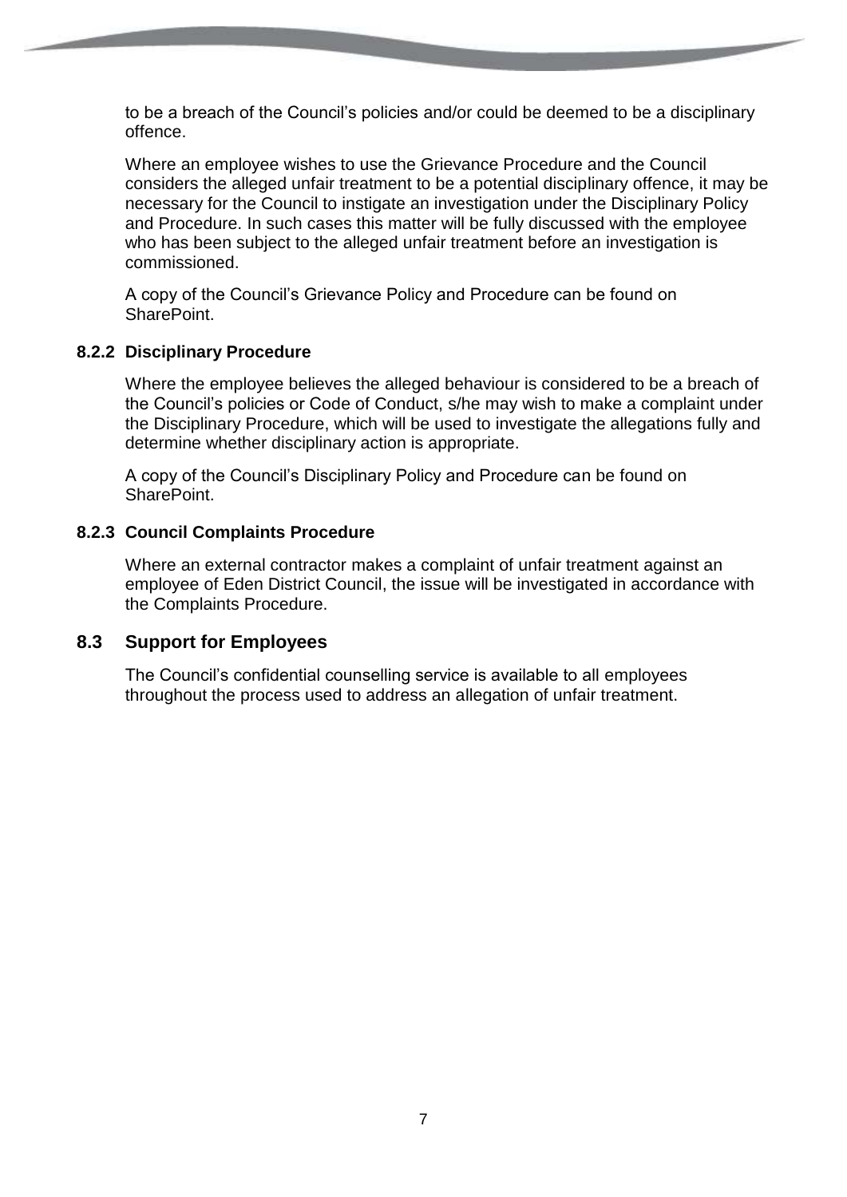to be a breach of the Council's policies and/or could be deemed to be a disciplinary offence.

Where an employee wishes to use the Grievance Procedure and the Council considers the alleged unfair treatment to be a potential disciplinary offence, it may be necessary for the Council to instigate an investigation under the Disciplinary Policy and Procedure. In such cases this matter will be fully discussed with the employee who has been subject to the alleged unfair treatment before an investigation is commissioned.

A copy of the Council's Grievance Policy and Procedure can be found on SharePoint.

#### 8.2.2 Disciplinary Procedure

Where the employee believes the alleged behaviour is considered to be a breach of the Council's policies or Code of Conduct, s/he may wish to make a complaint under the Disciplinary Procedure, which will be used to investigate the allegations fully and determine whether disciplinary action is appropriate.

A copy of the Council's Disciplinary Policy and Procedure can be found on SharePoint.

#### 8.2.3 Council Complaints Procedure

Where an external contractor makes a complaint of unfair treatment against an employee of Eden District Council, the issue will be investigated in accordance with the Complaints Procedure.

### 8.3 Support for Employees

The Council's confidential counselling service is available to all employees throughout the process used to address an allegation of unfair treatment.